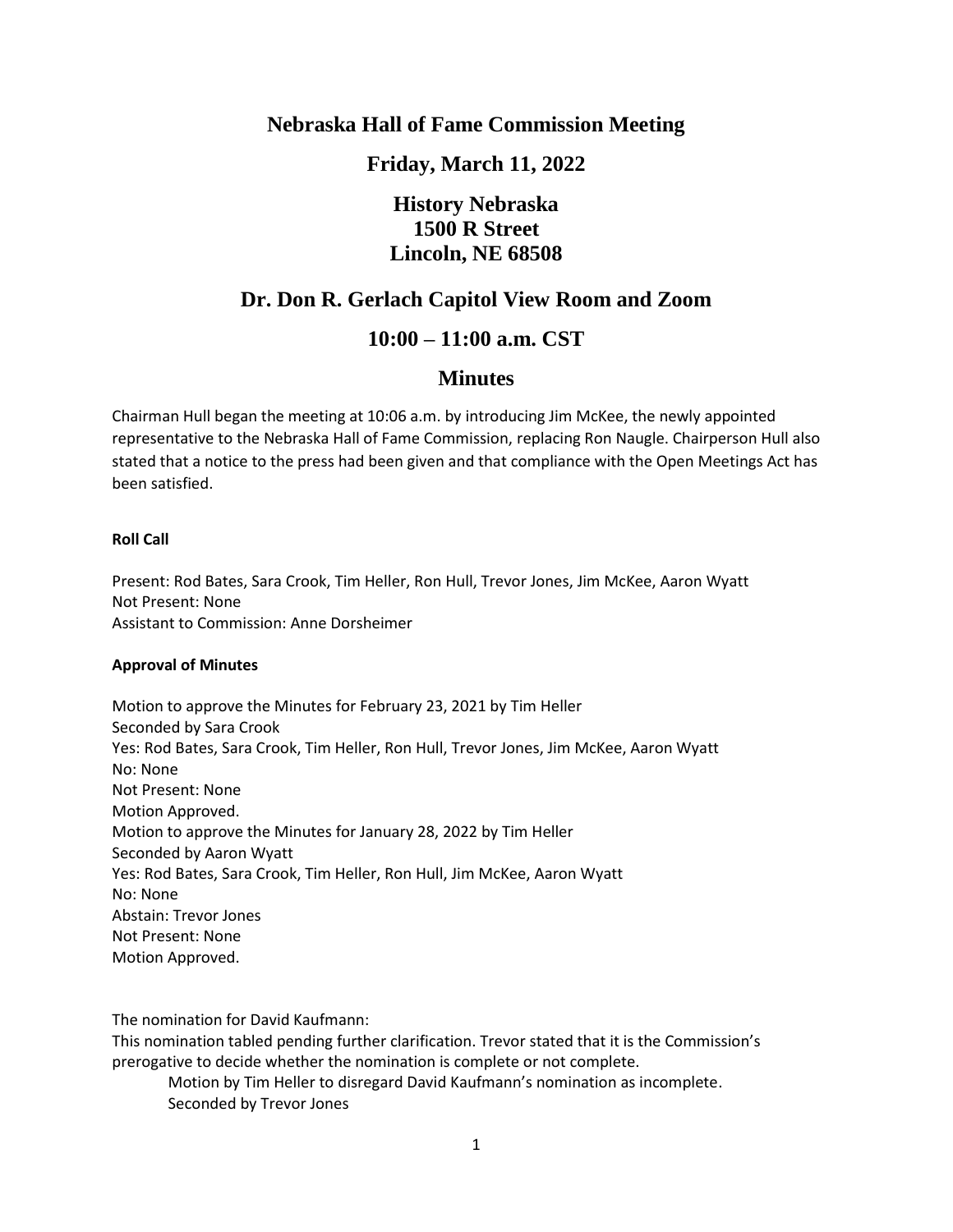# Nebraska Hall of Fame Commission Meeting

## Friday, March 11, 2022

## History Nebraska
## 1500 R Street
## Lincoln, NE 68508

## Dr. Don R. Gerlach Capitol View Room and Zoom

## 10:00 – 11:00 a.m. CST

## Minutes

Chairman Hull began the meeting at 10:06 a.m. by introducing Jim McKee, the newly appointed representative to the Nebraska Hall of Fame Commission, replacing Ron Naugle. Chairperson Hull also stated that a notice to the press had been given and that compliance with the Open Meetings Act has been satisfied.

**Roll Call**

Present: Rod Bates, Sara Crook, Tim Heller, Ron Hull, Trevor Jones, Jim McKee, Aaron Wyatt
Not Present: None
Assistant to Commission: Anne Dorsheimer

**Approval of Minutes**

Motion to approve the Minutes for February 23, 2021 by Tim Heller
Seconded by Sara Crook
Yes: Rod Bates, Sara Crook, Tim Heller, Ron Hull, Trevor Jones, Jim McKee, Aaron Wyatt
No: None
Not Present: None
Motion Approved.
Motion to approve the Minutes for January 28, 2022 by Tim Heller
Seconded by Aaron Wyatt
Yes: Rod Bates, Sara Crook, Tim Heller, Ron Hull, Jim McKee, Aaron Wyatt
No: None
Abstain: Trevor Jones
Not Present: None
Motion Approved.

The nomination for David Kaufmann:
This nomination tabled pending further clarification. Trevor stated that it is the Commission's prerogative to decide whether the nomination is complete or not complete.

> Motion by Tim Heller to disregard David Kaufmann's nomination as incomplete.
> Seconded by Trevor Jones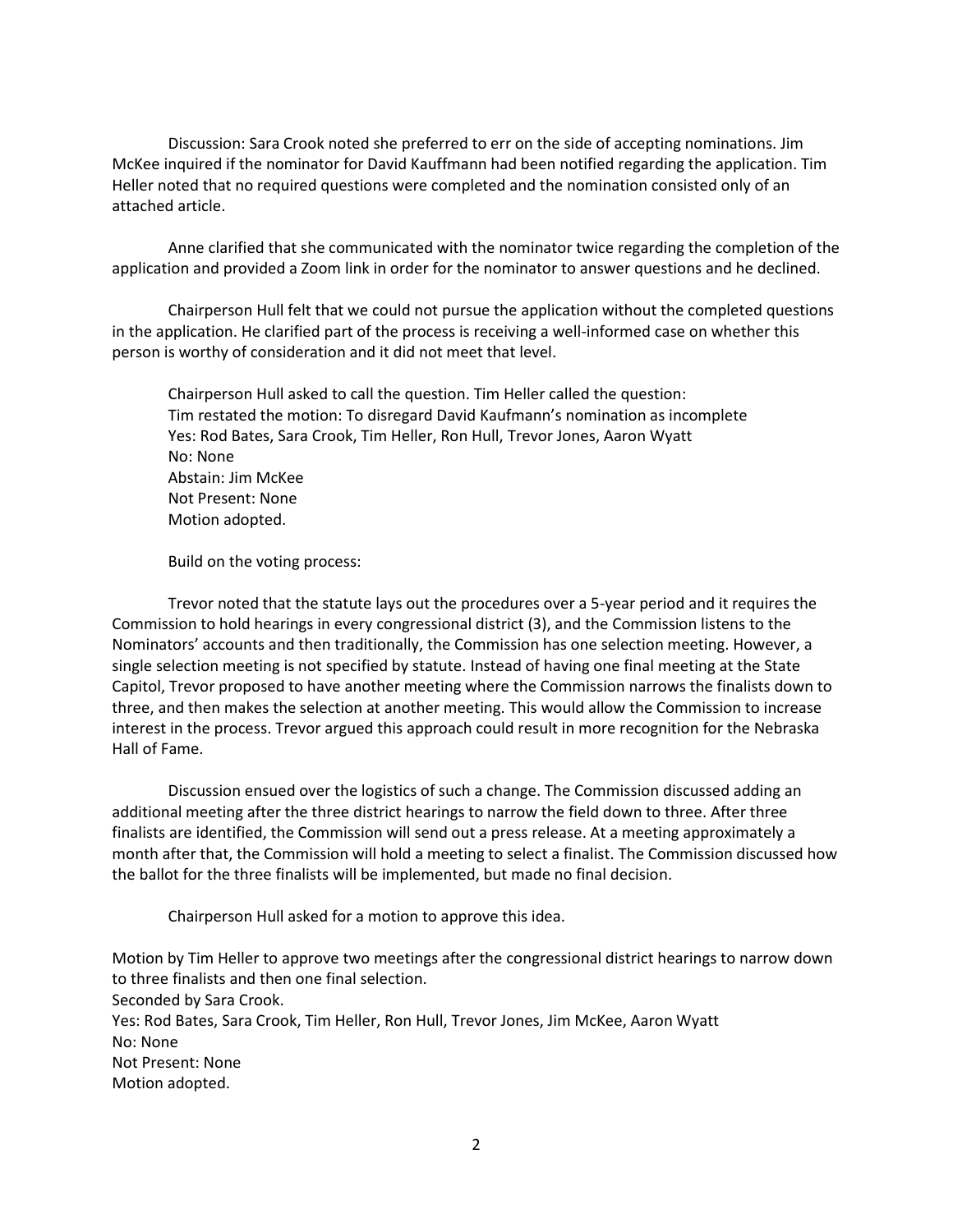Discussion: Sara Crook noted she preferred to err on the side of accepting nominations. Jim McKee inquired if the nominator for David Kauffmann had been notified regarding the application. Tim Heller noted that no required questions were completed and the nomination consisted only of an attached article.

Anne clarified that she communicated with the nominator twice regarding the completion of the application and provided a Zoom link in order for the nominator to answer questions and he declined.

Chairperson Hull felt that we could not pursue the application without the completed questions in the application. He clarified part of the process is receiving a well-informed case on whether this person is worthy of consideration and it did not meet that level.

Chairperson Hull asked to call the question. Tim Heller called the question:
Tim restated the motion: To disregard David Kaufmann's nomination as incomplete
Yes: Rod Bates, Sara Crook, Tim Heller, Ron Hull, Trevor Jones, Aaron Wyatt
No: None
Abstain: Jim McKee
Not Present: None
Motion adopted.

Build on the voting process:

Trevor noted that the statute lays out the procedures over a 5-year period and it requires the Commission to hold hearings in every congressional district (3), and the Commission listens to the Nominators' accounts and then traditionally, the Commission has one selection meeting. However, a single selection meeting is not specified by statute. Instead of having one final meeting at the State Capitol, Trevor proposed to have another meeting where the Commission narrows the finalists down to three, and then makes the selection at another meeting. This would allow the Commission to increase interest in the process. Trevor argued this approach could result in more recognition for the Nebraska Hall of Fame.

Discussion ensued over the logistics of such a change. The Commission discussed adding an additional meeting after the three district hearings to narrow the field down to three. After three finalists are identified, the Commission will send out a press release. At a meeting approximately a month after that, the Commission will hold a meeting to select a finalist. The Commission discussed how the ballot for the three finalists will be implemented, but made no final decision.

Chairperson Hull asked for a motion to approve this idea.

Motion by Tim Heller to approve two meetings after the congressional district hearings to narrow down to three finalists and then one final selection.
Seconded by Sara Crook.
Yes: Rod Bates, Sara Crook, Tim Heller, Ron Hull, Trevor Jones, Jim McKee, Aaron Wyatt
No: None
Not Present: None
Motion adopted.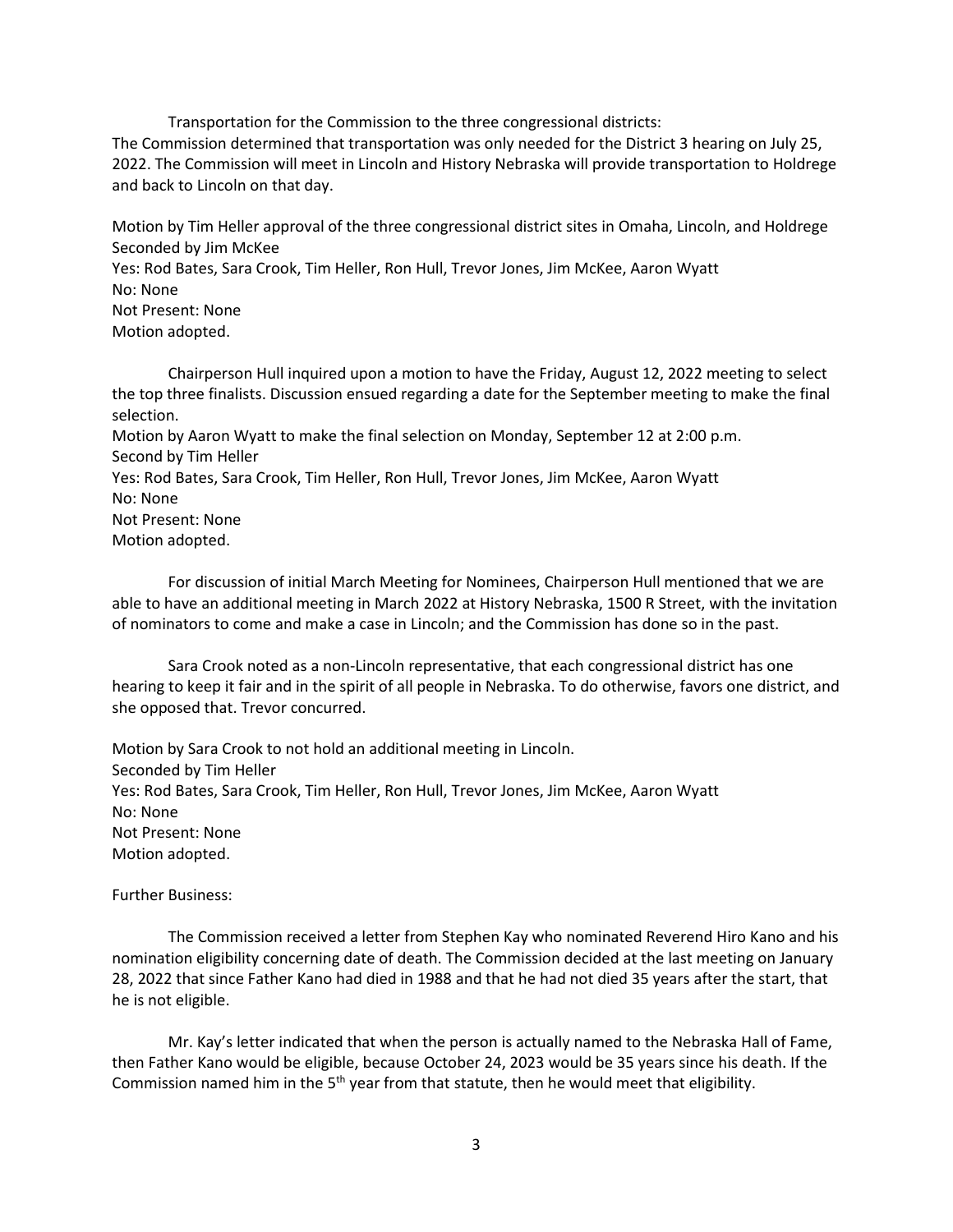Transportation for the Commission to the three congressional districts:
The Commission determined that transportation was only needed for the District 3 hearing on July 25, 2022. The Commission will meet in Lincoln and History Nebraska will provide transportation to Holdrege and back to Lincoln on that day.

Motion by Tim Heller approval of the three congressional district sites in Omaha, Lincoln, and Holdrege
Seconded by Jim McKee
Yes: Rod Bates, Sara Crook, Tim Heller, Ron Hull, Trevor Jones, Jim McKee, Aaron Wyatt
No: None
Not Present: None
Motion adopted.

Chairperson Hull inquired upon a motion to have the Friday, August 12, 2022 meeting to select the top three finalists. Discussion ensued regarding a date for the September meeting to make the final selection.
Motion by Aaron Wyatt to make the final selection on Monday, September 12 at 2:00 p.m.
Second by Tim Heller
Yes: Rod Bates, Sara Crook, Tim Heller, Ron Hull, Trevor Jones, Jim McKee, Aaron Wyatt
No: None
Not Present: None
Motion adopted.

For discussion of initial March Meeting for Nominees, Chairperson Hull mentioned that we are able to have an additional meeting in March 2022 at History Nebraska, 1500 R Street, with the invitation of nominators to come and make a case in Lincoln; and the Commission has done so in the past.

Sara Crook noted as a non-Lincoln representative, that each congressional district has one hearing to keep it fair and in the spirit of all people in Nebraska. To do otherwise, favors one district, and she opposed that. Trevor concurred.

Motion by Sara Crook to not hold an additional meeting in Lincoln.
Seconded by Tim Heller
Yes: Rod Bates, Sara Crook, Tim Heller, Ron Hull, Trevor Jones, Jim McKee, Aaron Wyatt
No: None
Not Present: None
Motion adopted.

Further Business:

The Commission received a letter from Stephen Kay who nominated Reverend Hiro Kano and his nomination eligibility concerning date of death. The Commission decided at the last meeting on January 28, 2022 that since Father Kano had died in 1988 and that he had not died 35 years after the start, that he is not eligible.

Mr. Kay's letter indicated that when the person is actually named to the Nebraska Hall of Fame, then Father Kano would be eligible, because October 24, 2023 would be 35 years since his death. If the Commission named him in the 5th year from that statute, then he would meet that eligibility.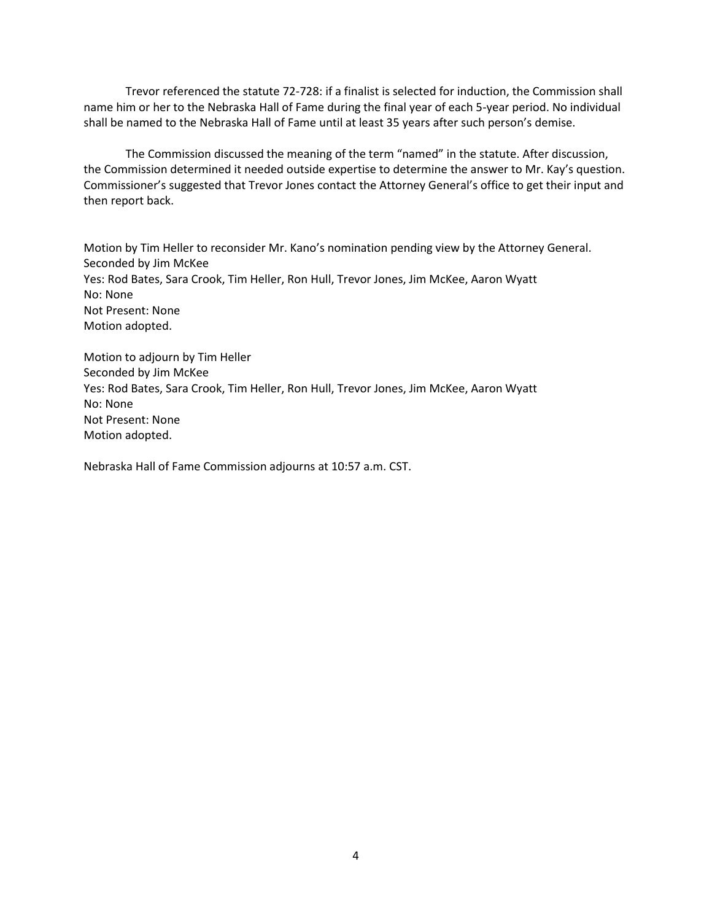Trevor referenced the statute 72-728: if a finalist is selected for induction, the Commission shall name him or her to the Nebraska Hall of Fame during the final year of each 5-year period. No individual shall be named to the Nebraska Hall of Fame until at least 35 years after such person's demise.

The Commission discussed the meaning of the term "named" in the statute. After discussion, the Commission determined it needed outside expertise to determine the answer to Mr. Kay's question. Commissioner's suggested that Trevor Jones contact the Attorney General's office to get their input and then report back.

Motion by Tim Heller to reconsider Mr. Kano's nomination pending view by the Attorney General.
Seconded by Jim McKee
Yes: Rod Bates, Sara Crook, Tim Heller, Ron Hull, Trevor Jones, Jim McKee, Aaron Wyatt
No: None
Not Present: None
Motion adopted.

Motion to adjourn by Tim Heller
Seconded by Jim McKee
Yes: Rod Bates, Sara Crook, Tim Heller, Ron Hull, Trevor Jones, Jim McKee, Aaron Wyatt
No: None
Not Present: None
Motion adopted.

Nebraska Hall of Fame Commission adjourns at 10:57 a.m. CST.